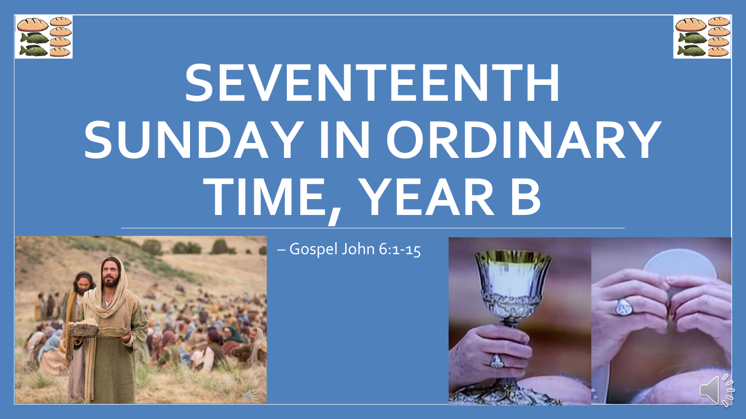# SEVENTEENTH SUNDAY IN ORDINARY TIME, YEAR B

– Gospel John 6:1-15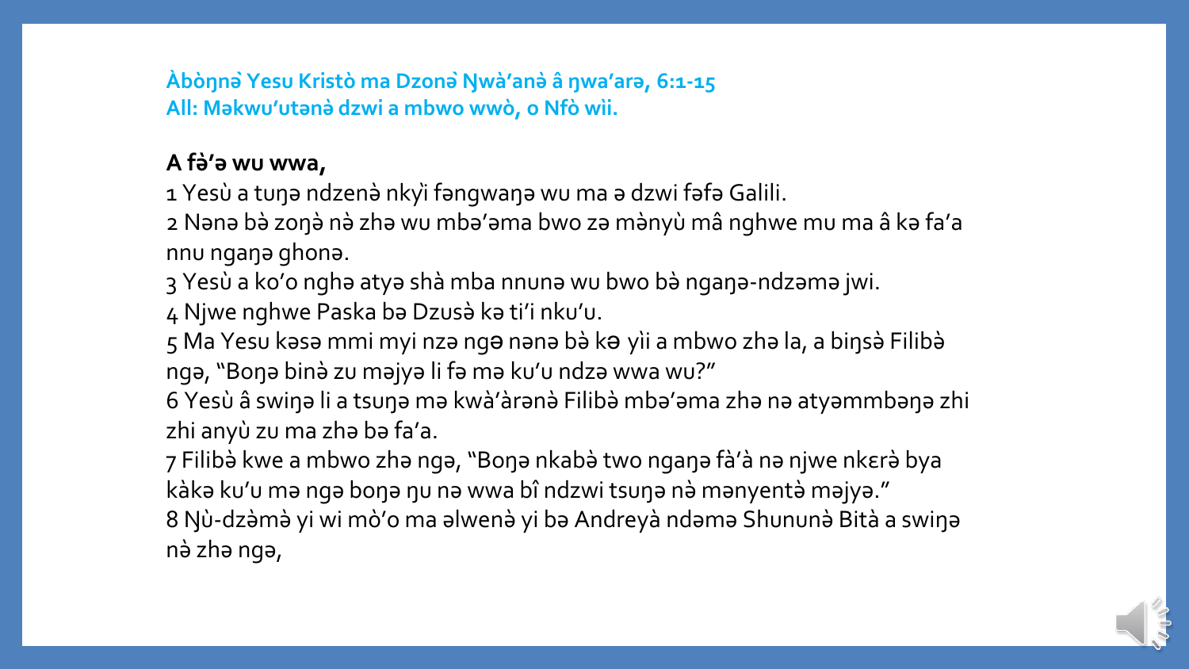**Àbòŋnə̀ Yesu Kristò ma Dzonə̀ Ŋwà'anə̀ â ŋwa'arə, 6:1-15**
**All: Məkwu'utənə̀ dzwi a mbwo wwò, o Nfò wìi.**

**A fə̀'ə wu wwa,**

1 Yesù a tuŋə ndzenə̀ nkyì fəngwaŋə wu ma ə dzwi fəfə Galili.
2 Nənə bə̀ zoŋə̀ nə̀ zhə wu mbə'əma bwo zə mə̀nyù mâ nghwe mu ma â kə fa'a nnu ngaŋə ghonə.
3 Yesù a ko'o nghə atyə shà mba nnunə wu bwo bə̀ ngaŋə-ndzəmə jwi.
4 Njwe nghwe Paska bə Dzusə̀ kə ti'i nku'u.
5 Ma Yesu kəsə mmi myi nzə ngə nənə bə̀ kə yìi a mbwo zhə la, a biŋsə̀ Filibə̀ ngə, "Boŋə binə̀ zu məjyə li fə mə ku'u ndzə wwa wu?"
6 Yesù â swiŋə li a tsuŋə mə kwà'àrənə̀ Filibə̀ mbə'əma zhə nə atyəmmbəŋə zhi zhi anyù zu ma zhə bə fa'a.
7 Filibə̀ kwe a mbwo zhə ngə, "Boŋə nkabə̀ two ngaŋə fà'à nə njwe nkɛrə̀ bya kàkə ku'u mə ngə boŋə ŋu nə wwa bî ndzwi tsuŋə nə mənyentə̀ məjyə."
8 Ŋù-dzə̀mə̀ yi wi mò'o ma əlwenə̀ yi bə Andreyà ndəmə Shununə̀ Bità a swiŋə nə̀ zhə ngə,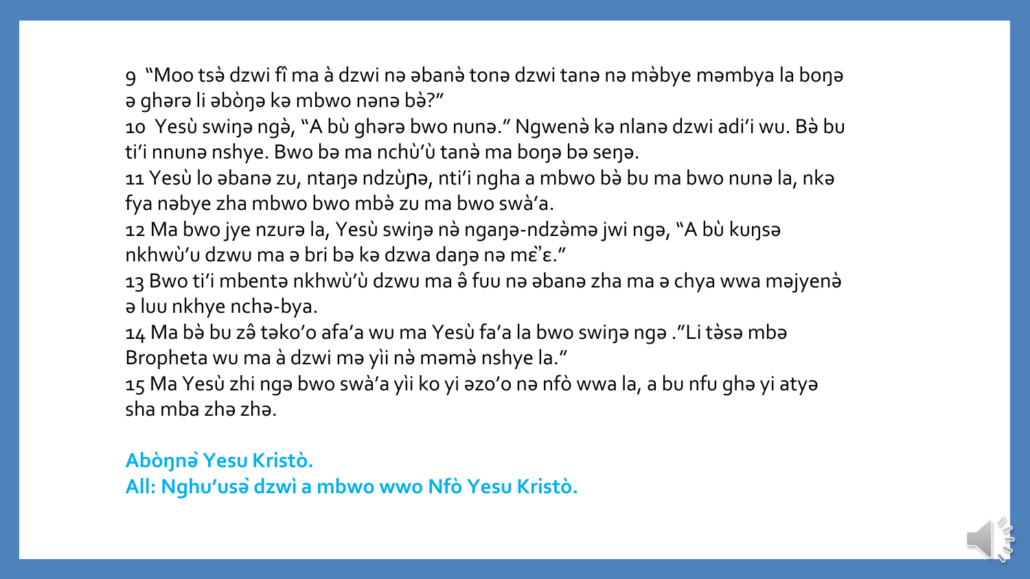9 "Moo tsə̀ dzwi fî ma à dzwi nə əbanə̀ tonə dzwi tanə nə mə̀bye məmbya la boŋə ə ghərə li əbòŋə kə mbwo nənə bə̀?"

10 Yesù swiŋə ngə̀, "A bù ghərə bwo nunə." Ngwenə̀ kə nlanə dzwi adi'i wu. Bə̀ bu ti'i nnunə nshye. Bwo bə ma nchù'ù tanə̀ ma boŋə bə seŋə.

11 Yesù lo əbanə zu, ntaŋə ndzùɲə, nti'i ngha a mbwo bə̀ bu ma bwo nunə la, nkə fya nəbye zha mbwo bwo mbə̀ zu ma bwo swà'a.

12 Ma bwo jye nzurə la, Yesù swiŋə nə̀ ngaŋə-ndzə̀mə jwi ngə, "A bù kuŋsə nkhwù'u dzwu ma ə bri bə kə dzwa daŋə nə mɛ̀'ɛ."

13 Bwo ti'i mbentə nkhwù'ù dzwu ma ə̂ fuu nə əbanə zha ma ə chya wwa məjyenə̀ ə luu nkhye nchə-bya.

14 Ma bə̀ bu zə̂ təko'o afa'a wu ma Yesù fa'a la bwo swiŋə ngə ."Li tə̀sə mbə Bropheta wu ma à dzwi mə yìi nə̀ məmə̀ nshye la."

15 Ma Yesù zhi ngə bwo swà'a yìi ko yi əzo'o nə nfò wwa la, a bu nfu ghə yi atyə sha mba zhə zhə.

**Abòŋnə̀ Yesu Kristò.**
**All: Nghu'usə̀ dzwì a mbwo wwo Nfò Yesu Kristò.**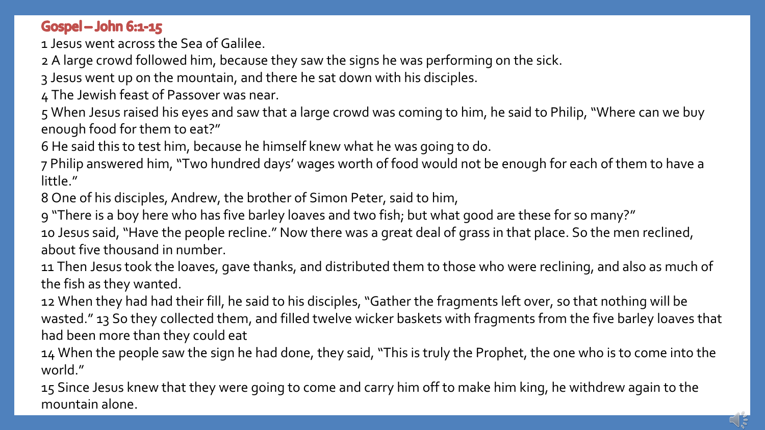## Gospel – John 6:1-15

1 Jesus went across the Sea of Galilee.

2 A large crowd followed him, because they saw the signs he was performing on the sick.

3 Jesus went up on the mountain, and there he sat down with his disciples.

4 The Jewish feast of Passover was near.

5 When Jesus raised his eyes and saw that a large crowd was coming to him, he said to Philip, "Where can we buy enough food for them to eat?"

6 He said this to test him, because he himself knew what he was going to do.

7 Philip answered him, "Two hundred days' wages worth of food would not be enough for each of them to have a little."

8 One of his disciples, Andrew, the brother of Simon Peter, said to him,

9 "There is a boy here who has five barley loaves and two fish; but what good are these for so many?"

10 Jesus said, "Have the people recline." Now there was a great deal of grass in that place. So the men reclined, about five thousand in number.

11 Then Jesus took the loaves, gave thanks, and distributed them to those who were reclining, and also as much of the fish as they wanted.

12 When they had had their fill, he said to his disciples, "Gather the fragments left over, so that nothing will be wasted." 13 So they collected them, and filled twelve wicker baskets with fragments from the five barley loaves that had been more than they could eat

14 When the people saw the sign he had done, they said, "This is truly the Prophet, the one who is to come into the world."

15 Since Jesus knew that they were going to come and carry him off to make him king, he withdrew again to the mountain alone.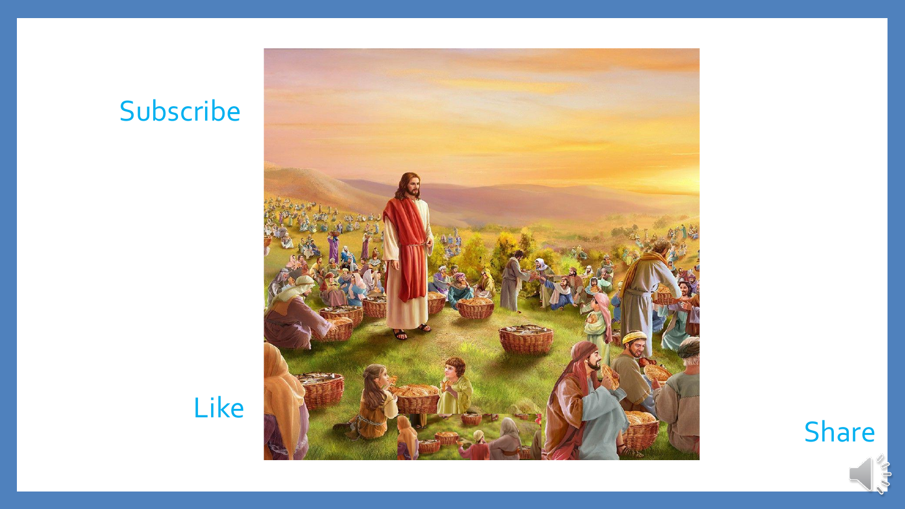Subscribe

Like

Share